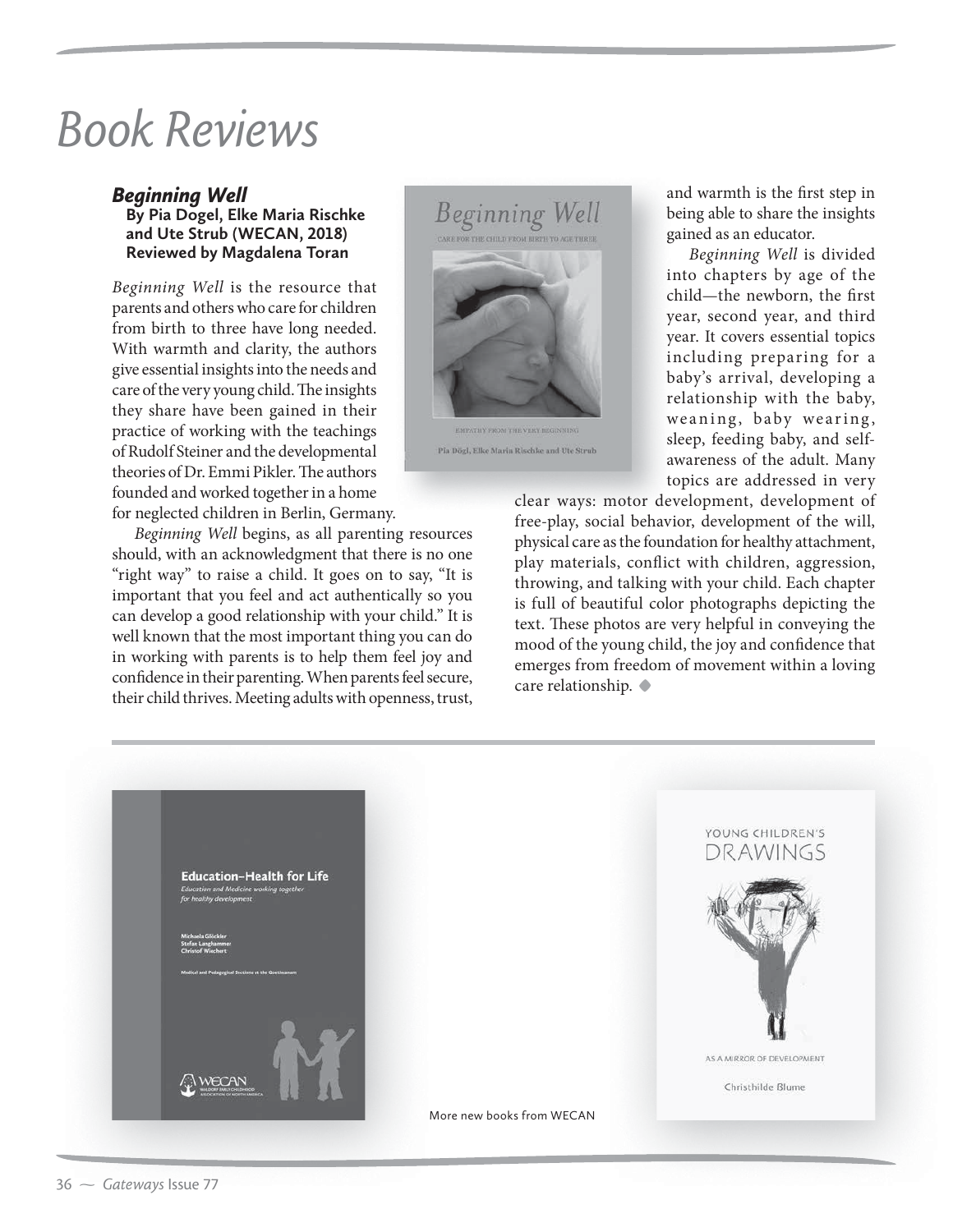# Book Reviews

## *Beginning Well*

**By Pia Dogel, Elke Maria Rischke and Ute Strub (WECAN, 2018)**
**Reviewed by Magdalena Toran**

*Beginning Well* is the resource that parents and others who care for children from birth to three have long needed. With warmth and clarity, the authors give essential insights into the needs and care of the very young child. The insights they share have been gained in their practice of working with the teachings of Rudolf Steiner and the developmental theories of Dr. Emmi Pikler. The authors founded and worked together in a home for neglected children in Berlin, Germany.

*Beginning Well* begins, as all parenting resources should, with an acknowledgment that there is no one "right way" to raise a child. It goes on to say, "It is important that you feel and act authentically so you can develop a good relationship with your child." It is well known that the most important thing you can do in working with parents is to help them feel joy and confidence in their parenting. When parents feel secure, their child thrives. Meeting adults with openness, trust, and warmth is the first step in being able to share the insights gained as an educator.

*Beginning Well* is divided into chapters by age of the child—the newborn, the first year, second year, and third year. It covers essential topics including preparing for a baby's arrival, developing a relationship with the baby, weaning, baby wearing, sleep, feeding baby, and self-awareness of the adult. Many topics are addressed in very clear ways: motor development, development of free-play, social behavior, development of the will, physical care as the foundation for healthy attachment, play materials, conflict with children, aggression, throwing, and talking with your child. Each chapter is full of beautiful color photographs depicting the text. These photos are very helpful in conveying the mood of the young child, the joy and confidence that emerges from freedom of movement within a loving care relationship. ◆

More new books from WECAN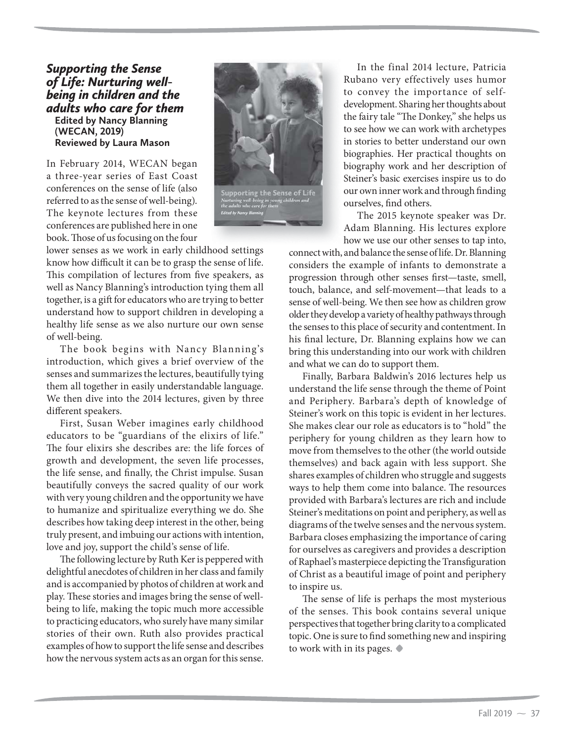### *Supporting the Sense of Life: Nurturing well-being in children and the adults who care for them*

**Edited by Nancy Blanning (WECAN, 2019)**
**Reviewed by Laura Mason**

In February 2014, WECAN began a three-year series of East Coast conferences on the sense of life (also referred to as the sense of well-being). The keynote lectures from these conferences are published here in one book. Those of us focusing on the four lower senses as we work in early childhood settings know how difficult it can be to grasp the sense of life. This compilation of lectures from five speakers, as well as Nancy Blanning's introduction tying them all together, is a gift for educators who are trying to better understand how to support children in developing a healthy life sense as we also nurture our own sense of well-being.

The book begins with Nancy Blanning's introduction, which gives a brief overview of the senses and summarizes the lectures, beautifully tying them all together in easily understandable language. We then dive into the 2014 lectures, given by three different speakers.

First, Susan Weber imagines early childhood educators to be "guardians of the elixirs of life." The four elixirs she describes are: the life forces of growth and development, the seven life processes, the life sense, and finally, the Christ impulse. Susan beautifully conveys the sacred quality of our work with very young children and the opportunity we have to humanize and spiritualize everything we do. She describes how taking deep interest in the other, being truly present, and imbuing our actions with intention, love and joy, support the child's sense of life.

The following lecture by Ruth Ker is peppered with delightful anecdotes of children in her class and family and is accompanied by photos of children at work and play. These stories and images bring the sense of well-being to life, making the topic much more accessible to practicing educators, who surely have many similar stories of their own. Ruth also provides practical examples of how to support the life sense and describes how the nervous system acts as an organ for this sense.

In the final 2014 lecture, Patricia Rubano very effectively uses humor to convey the importance of self-development. Sharing her thoughts about the fairy tale "The Donkey," she helps us to see how we can work with archetypes in stories to better understand our own biographies. Her practical thoughts on biography work and her description of Steiner's basic exercises inspire us to do our own inner work and through finding ourselves, find others.

The 2015 keynote speaker was Dr. Adam Blanning. His lectures explore how we use our other senses to tap into, connect with, and balance the sense of life. Dr. Blanning considers the example of infants to demonstrate a progression through other senses first—taste, smell, touch, balance, and self-movement—that leads to a sense of well-being. We then see how as children grow older they develop a variety of healthy pathways through the senses to this place of security and contentment. In his final lecture, Dr. Blanning explains how we can bring this understanding into our work with children and what we can do to support them.

Finally, Barbara Baldwin's 2016 lectures help us understand the life sense through the theme of Point and Periphery. Barbara's depth of knowledge of Steiner's work on this topic is evident in her lectures. She makes clear our role as educators is to "hold" the periphery for young children as they learn how to move from themselves to the other (the world outside themselves) and back again with less support. She shares examples of children who struggle and suggests ways to help them come into balance. The resources provided with Barbara's lectures are rich and include Steiner's meditations on point and periphery, as well as diagrams of the twelve senses and the nervous system. Barbara closes emphasizing the importance of caring for ourselves as caregivers and provides a description of Raphael's masterpiece depicting the Transfiguration of Christ as a beautiful image of point and periphery to inspire us.

The sense of life is perhaps the most mysterious of the senses. This book contains several unique perspectives that together bring clarity to a complicated topic. One is sure to find something new and inspiring to work with in its pages. ◆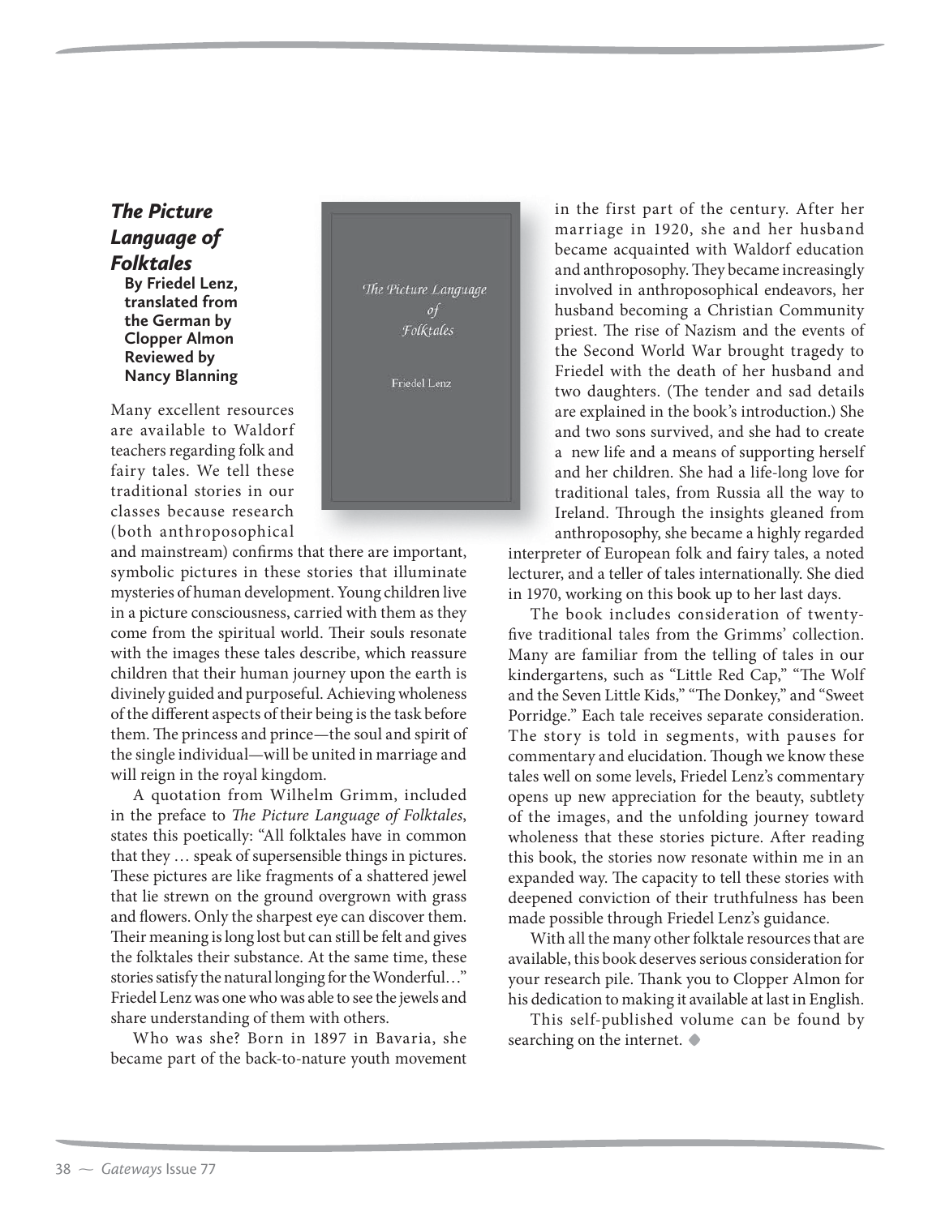## *The Picture Language of Folktales*

**By Friedel Lenz, translated from the German by Clopper Almon**
**Reviewed by Nancy Blanning**

Many excellent resources are available to Waldorf teachers regarding folk and fairy tales. We tell these traditional stories in our classes because research (both anthroposophical and mainstream) confirms that there are important, symbolic pictures in these stories that illuminate mysteries of human development. Young children live in a picture consciousness, carried with them as they come from the spiritual world. Their souls resonate with the images these tales describe, which reassure children that their human journey upon the earth is divinely guided and purposeful. Achieving wholeness of the different aspects of their being is the task before them. The princess and prince—the soul and spirit of the single individual—will be united in marriage and will reign in the royal kingdom.

A quotation from Wilhelm Grimm, included in the preface to *The Picture Language of Folktales*, states this poetically: "All folktales have in common that they … speak of supersensible things in pictures. These pictures are like fragments of a shattered jewel that lie strewn on the ground overgrown with grass and flowers. Only the sharpest eye can discover them. Their meaning is long lost but can still be felt and gives the folktales their substance. At the same time, these stories satisfy the natural longing for the Wonderful…" Friedel Lenz was one who was able to see the jewels and share understanding of them with others.

Who was she? Born in 1897 in Bavaria, she became part of the back-to-nature youth movement in the first part of the century. After her marriage in 1920, she and her husband became acquainted with Waldorf education and anthroposophy. They became increasingly involved in anthroposophical endeavors, her husband becoming a Christian Community priest. The rise of Nazism and the events of the Second World War brought tragedy to Friedel with the death of her husband and two daughters. (The tender and sad details are explained in the book's introduction.) She and two sons survived, and she had to create a new life and a means of supporting herself and her children. She had a life-long love for traditional tales, from Russia all the way to Ireland. Through the insights gleaned from anthroposophy, she became a highly regarded interpreter of European folk and fairy tales, a noted lecturer, and a teller of tales internationally. She died in 1970, working on this book up to her last days.

The book includes consideration of twenty-five traditional tales from the Grimms' collection. Many are familiar from the telling of tales in our kindergartens, such as "Little Red Cap," "The Wolf and the Seven Little Kids," "The Donkey," and "Sweet Porridge." Each tale receives separate consideration. The story is told in segments, with pauses for commentary and elucidation. Though we know these tales well on some levels, Friedel Lenz's commentary opens up new appreciation for the beauty, subtlety of the images, and the unfolding journey toward wholeness that these stories picture. After reading this book, the stories now resonate within me in an expanded way. The capacity to tell these stories with deepened conviction of their truthfulness has been made possible through Friedel Lenz's guidance.

With all the many other folktale resources that are available, this book deserves serious consideration for your research pile. Thank you to Clopper Almon for his dedication to making it available at last in English.

This self-published volume can be found by searching on the internet. ◆